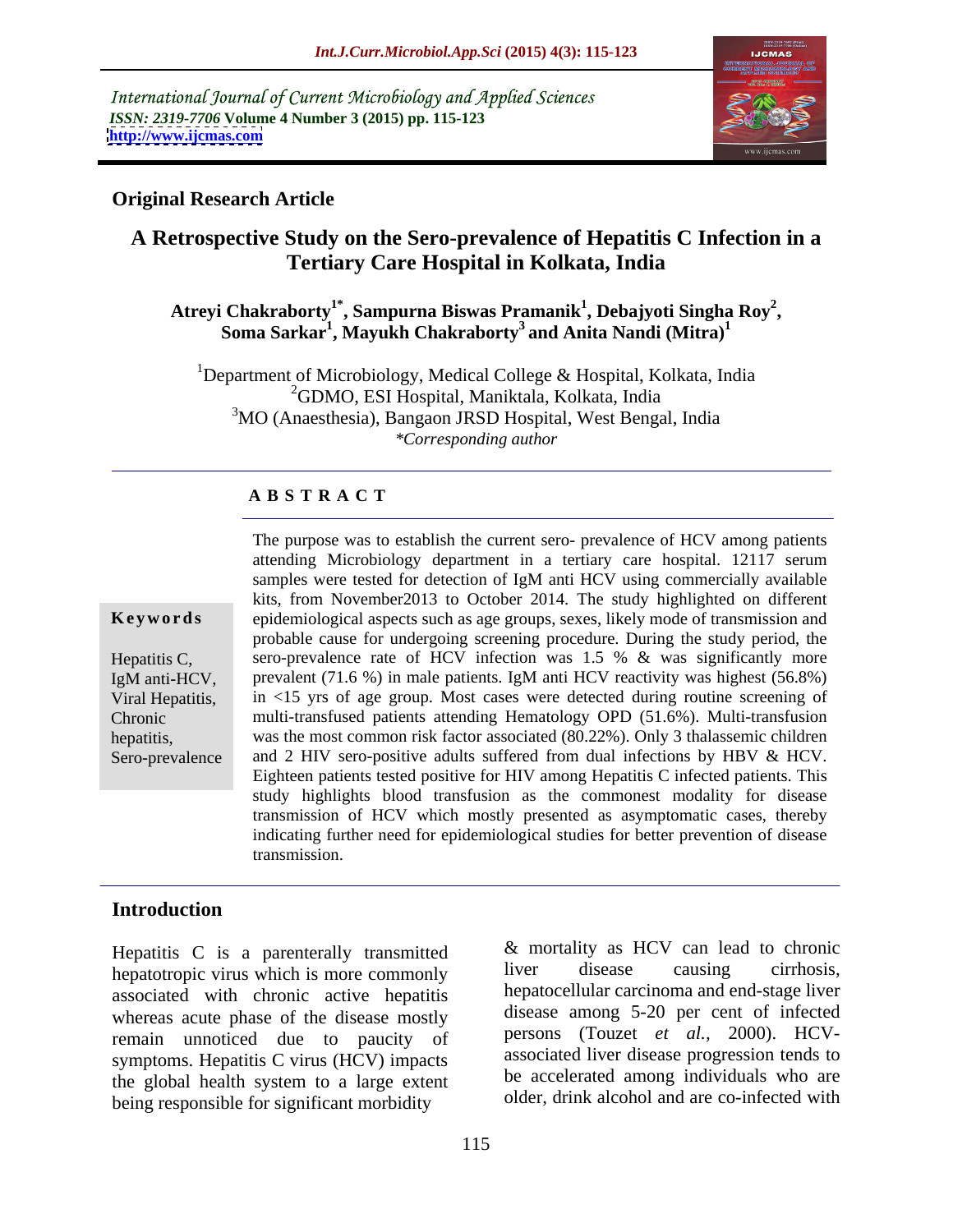International Journal of Current Microbiology and Applied Sciences
*ISSN: 2319-7706* **Volume 4 Number 3 (2015) pp. 115-123**
**http://www.ijcmas.com**

**Original Research Article**

# A Retrospective Study on the Sero-prevalence of Hepatitis C Infection in a Tertiary Care Hospital in Kolkata, India

**Atreyi Chakraborty[1*], Sampurna Biswas Pramanik[1], Debajyoti Singha Roy[2], Soma Sarkar[1], Mayukh Chakraborty[3] and Anita Nandi (Mitra)[1]**

[1]Department of Microbiology, Medical College & Hospital, Kolkata, India
[2]GDMO, ESI Hospital, Maniktala, Kolkata, India
[3]MO (Anaesthesia), Bangaon JRSD Hospital, West Bengal, India
*\*Corresponding author*

## A B S T R A C T

**Keywords**

Hepatitis C, IgM anti-HCV, Viral Hepatitis, Chronic hepatitis, Sero-prevalence

The purpose was to establish the current sero- prevalence of HCV among patients attending Microbiology department in a tertiary care hospital. 12117 serum samples were tested for detection of IgM anti HCV using commercially available kits, from November2013 to October 2014. The study highlighted on different epidemiological aspects such as age groups, sexes, likely mode of transmission and probable cause for undergoing screening procedure. During the study period, the sero-prevalence rate of HCV infection was 1.5 % & was significantly more prevalent (71.6 %) in male patients. IgM anti HCV reactivity was highest (56.8%) in <15 yrs of age group. Most cases were detected during routine screening of multi-transfused patients attending Hematology OPD (51.6%). Multi-transfusion was the most common risk factor associated (80.22%). Only 3 thalassemic children and 2 HIV sero-positive adults suffered from dual infections by HBV & HCV. Eighteen patients tested positive for HIV among Hepatitis C infected patients. This study highlights blood transfusion as the commonest modality for disease transmission of HCV which mostly presented as asymptomatic cases, thereby indicating further need for epidemiological studies for better prevention of disease transmission.

## Introduction

Hepatitis C is a parenterally transmitted hepatotropic virus which is more commonly associated with chronic active hepatitis whereas acute phase of the disease mostly remain unnoticed due to paucity of symptoms. Hepatitis C virus (HCV) impacts the global health system to a large extent being responsible for significant morbidity & mortality as HCV can lead to chronic liver disease causing cirrhosis, hepatocellular carcinoma and end-stage liver disease among 5-20 per cent of infected persons (Touzet *et al.,* 2000). HCV-associated liver disease progression tends to be accelerated among individuals who are older, drink alcohol and are co-infected with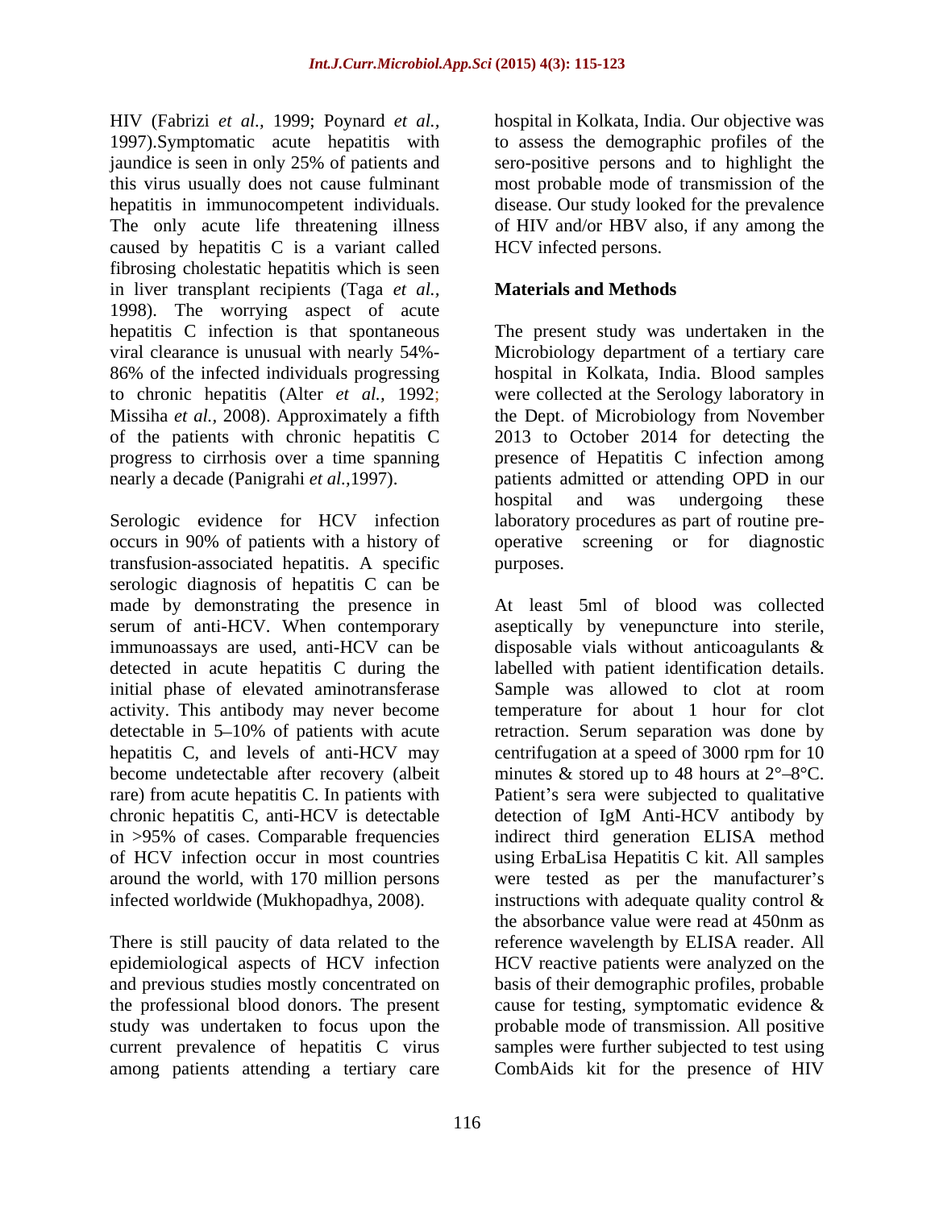HIV (Fabrizi *et al.,* 1999; Poynard *et al.,* 1997).Symptomatic acute hepatitis with jaundice is seen in only 25% of patients and this virus usually does not cause fulminant hepatitis in immunocompetent individuals. The only acute life threatening illness caused by hepatitis C is a variant called fibrosing cholestatic hepatitis which is seen in liver transplant recipients (Taga *et al.,* 1998). The worrying aspect of acute hepatitis C infection is that spontaneous viral clearance is unusual with nearly 54%-86% of the infected individuals progressing to chronic hepatitis (Alter *et al.,* 1992; Missiha *et al.,* 2008). Approximately a fifth of the patients with chronic hepatitis C progress to cirrhosis over a time spanning nearly a decade (Panigrahi *et al.,*1997).

Serologic evidence for HCV infection occurs in 90% of patients with a history of transfusion-associated hepatitis. A specific serologic diagnosis of hepatitis C can be made by demonstrating the presence in serum of anti-HCV. When contemporary immunoassays are used, anti-HCV can be detected in acute hepatitis C during the initial phase of elevated aminotransferase activity. This antibody may never become detectable in 5–10% of patients with acute hepatitis C, and levels of anti-HCV may become undetectable after recovery (albeit rare) from acute hepatitis C. In patients with chronic hepatitis C, anti-HCV is detectable in >95% of cases. Comparable frequencies of HCV infection occur in most countries around the world, with 170 million persons infected worldwide (Mukhopadhya, 2008).

There is still paucity of data related to the epidemiological aspects of HCV infection and previous studies mostly concentrated on the professional blood donors. The present study was undertaken to focus upon the current prevalence of hepatitis C virus among patients attending a tertiary care hospital in Kolkata, India. Our objective was to assess the demographic profiles of the sero-positive persons and to highlight the most probable mode of transmission of the disease. Our study looked for the prevalence of HIV and/or HBV also, if any among the HCV infected persons.

## Materials and Methods

The present study was undertaken in the Microbiology department of a tertiary care hospital in Kolkata, India. Blood samples were collected at the Serology laboratory in the Dept. of Microbiology from November 2013 to October 2014 for detecting the presence of Hepatitis C infection among patients admitted or attending OPD in our hospital and was undergoing these laboratory procedures as part of routine pre-operative screening or for diagnostic purposes.

At least 5ml of blood was collected aseptically by venepuncture into sterile, disposable vials without anticoagulants & labelled with patient identification details. Sample was allowed to clot at room temperature for about 1 hour for clot retraction. Serum separation was done by centrifugation at a speed of 3000 rpm for 10 minutes & stored up to 48 hours at 2°–8°C. Patient's sera were subjected to qualitative detection of IgM Anti-HCV antibody by indirect third generation ELISA method using ErbaLisa Hepatitis C kit. All samples were tested as per the manufacturer's instructions with adequate quality control & the absorbance value were read at 450nm as reference wavelength by ELISA reader. All HCV reactive patients were analyzed on the basis of their demographic profiles, probable cause for testing, symptomatic evidence & probable mode of transmission. All positive samples were further subjected to test using CombAids kit for the presence of HIV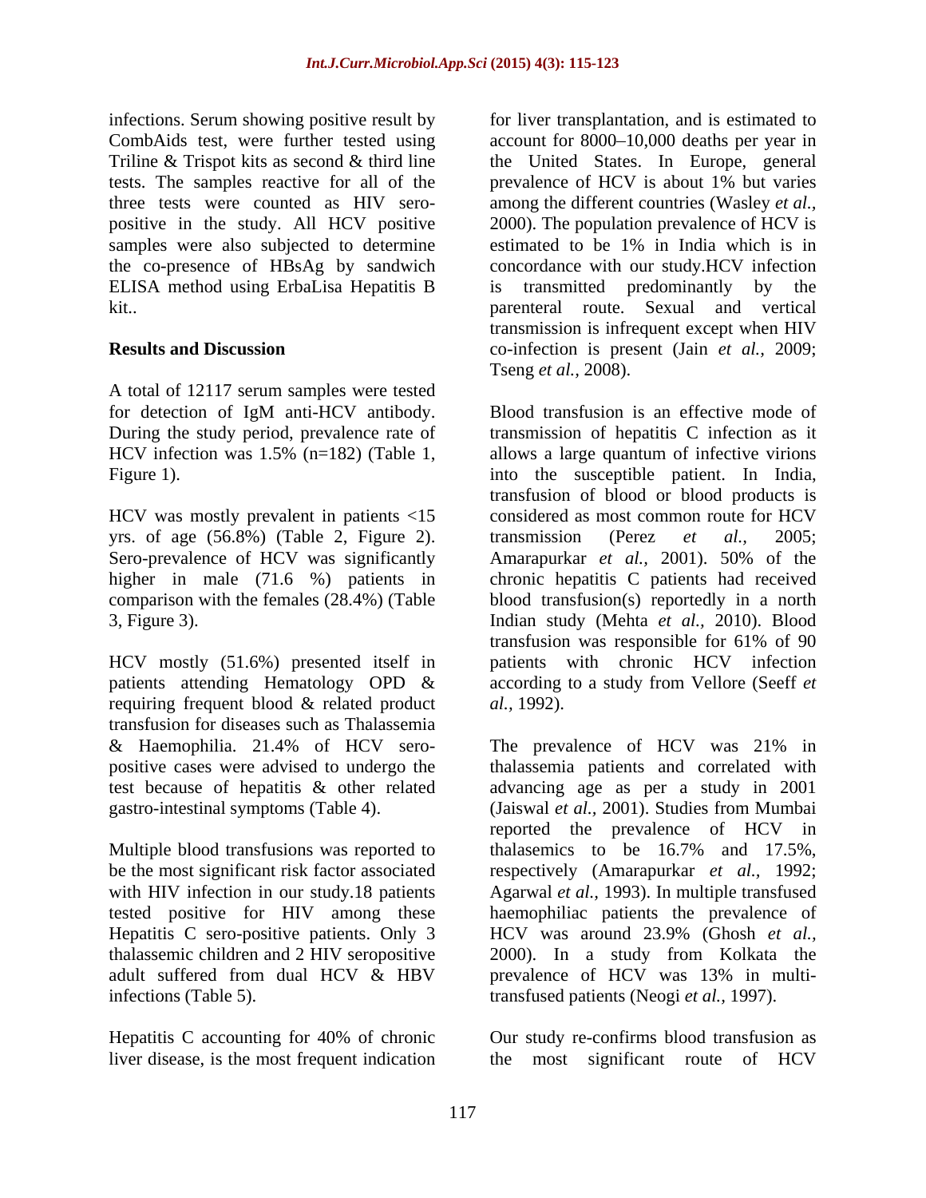infections. Serum showing positive result by CombAids test, were further tested using Triline & Trispot kits as second & third line tests. The samples reactive for all of the three tests were counted as HIV sero-positive in the study. All HCV positive samples were also subjected to determine the co-presence of HBsAg by sandwich ELISA method using ErbaLisa Hepatitis B kit..

## Results and Discussion

A total of 12117 serum samples were tested for detection of IgM anti-HCV antibody. During the study period, prevalence rate of HCV infection was 1.5% (n=182) (Table 1, Figure 1).

HCV was mostly prevalent in patients <15 yrs. of age (56.8%) (Table 2, Figure 2). Sero-prevalence of HCV was significantly higher in male (71.6 %) patients in comparison with the females (28.4%) (Table 3, Figure 3).

HCV mostly (51.6%) presented itself in patients attending Hematology OPD & requiring frequent blood & related product transfusion for diseases such as Thalassemia & Haemophilia. 21.4% of HCV sero-positive cases were advised to undergo the test because of hepatitis & other related gastro-intestinal symptoms (Table 4).

Multiple blood transfusions was reported to be the most significant risk factor associated with HIV infection in our study.18 patients tested positive for HIV among these Hepatitis C sero-positive patients. Only 3 thalassemic children and 2 HIV seropositive adult suffered from dual HCV & HBV infections (Table 5).

Hepatitis C accounting for 40% of chronic liver disease, is the most frequent indication for liver transplantation, and is estimated to account for 8000–10,000 deaths per year in the United States. In Europe, general prevalence of HCV is about 1% but varies among the different countries (Wasley *et al.,* 2000). The population prevalence of HCV is estimated to be 1% in India which is in concordance with our study.HCV infection is transmitted predominantly by the parenteral route. Sexual and vertical transmission is infrequent except when HIV co-infection is present (Jain *et al.,* 2009; Tseng *et al.,* 2008).

Blood transfusion is an effective mode of transmission of hepatitis C infection as it allows a large quantum of infective virions into the susceptible patient. In India, transfusion of blood or blood products is considered as most common route for HCV transmission (Perez *et al.,* 2005; Amarapurkar *et al.,* 2001). 50% of the chronic hepatitis C patients had received blood transfusion(s) reportedly in a north Indian study (Mehta *et al.,* 2010). Blood transfusion was responsible for 61% of 90 patients with chronic HCV infection according to a study from Vellore (Seeff *et al.,* 1992).

The prevalence of HCV was 21% in thalassemia patients and correlated with advancing age as per a study in 2001 (Jaiswal *et al.,* 2001). Studies from Mumbai reported the prevalence of HCV in thalasemics to be 16.7% and 17.5%, respectively (Amarapurkar *et al.,* 1992; Agarwal *et al.,* 1993). In multiple transfused haemophiliac patients the prevalence of HCV was around 23.9% (Ghosh *et al.,* 2000). In a study from Kolkata the prevalence of HCV was 13% in multi-transfused patients (Neogi *et al.,* 1997).

Our study re-confirms blood transfusion as the most significant route of HCV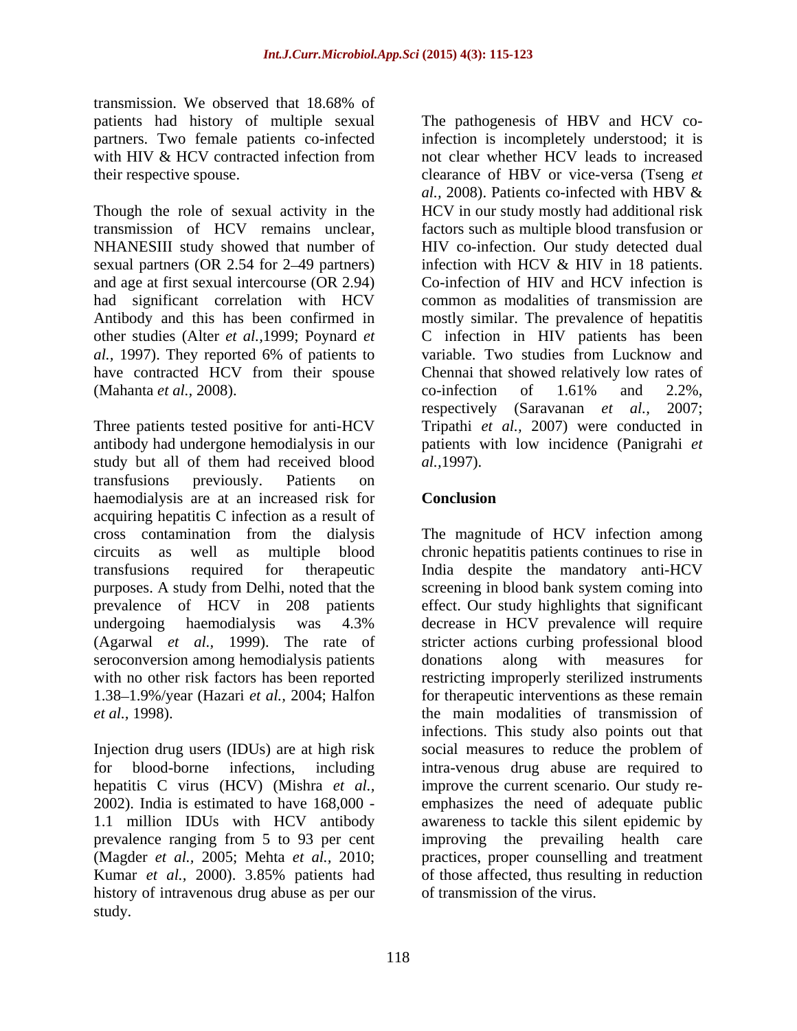transmission. We observed that 18.68% of patients had history of multiple sexual partners. Two female patients co-infected with HIV & HCV contracted infection from their respective spouse.

Though the role of sexual activity in the transmission of HCV remains unclear, NHANESIII study showed that number of sexual partners (OR 2.54 for 2–49 partners) and age at first sexual intercourse (OR 2.94) had significant correlation with HCV Antibody and this has been confirmed in other studies (Alter *et al.,*1999; Poynard *et al.,* 1997). They reported 6% of patients to have contracted HCV from their spouse (Mahanta *et al.,* 2008).

Three patients tested positive for anti-HCV antibody had undergone hemodialysis in our study but all of them had received blood transfusions previously. Patients on haemodialysis are at an increased risk for acquiring hepatitis C infection as a result of cross contamination from the dialysis circuits as well as multiple blood transfusions required for therapeutic purposes. A study from Delhi, noted that the prevalence of HCV in 208 patients undergoing haemodialysis was 4.3% (Agarwal *et al.,* 1999). The rate of seroconversion among hemodialysis patients with no other risk factors has been reported 1.38–1.9%/year (Hazari *et al.,* 2004; Halfon *et al.,* 1998).

Injection drug users (IDUs) are at high risk for blood-borne infections, including hepatitis C virus (HCV) (Mishra *et al.,* 2002). India is estimated to have 168,000 - 1.1 million IDUs with HCV antibody prevalence ranging from 5 to 93 per cent (Magder *et al.,* 2005; Mehta *et al.,* 2010; Kumar *et al.,* 2000). 3.85% patients had history of intravenous drug abuse as per our study.

The pathogenesis of HBV and HCV co-infection is incompletely understood; it is not clear whether HCV leads to increased clearance of HBV or vice-versa (Tseng *et al.,* 2008). Patients co-infected with HBV & HCV in our study mostly had additional risk factors such as multiple blood transfusion or HIV co-infection. Our study detected dual infection with HCV & HIV in 18 patients. Co-infection of HIV and HCV infection is common as modalities of transmission are mostly similar. The prevalence of hepatitis C infection in HIV patients has been variable. Two studies from Lucknow and Chennai that showed relatively low rates of co-infection of 1.61% and 2.2%, respectively (Saravanan *et al.,* 2007; Tripathi *et al.,* 2007) were conducted in patients with low incidence (Panigrahi *et al.,*1997).

## Conclusion

The magnitude of HCV infection among chronic hepatitis patients continues to rise in India despite the mandatory anti-HCV screening in blood bank system coming into effect. Our study highlights that significant decrease in HCV prevalence will require stricter actions curbing professional blood donations along with measures for restricting improperly sterilized instruments for therapeutic interventions as these remain the main modalities of transmission of infections. This study also points out that social measures to reduce the problem of intra-venous drug abuse are required to improve the current scenario. Our study re-emphasizes the need of adequate public awareness to tackle this silent epidemic by improving the prevailing health care practices, proper counselling and treatment of those affected, thus resulting in reduction of transmission of the virus.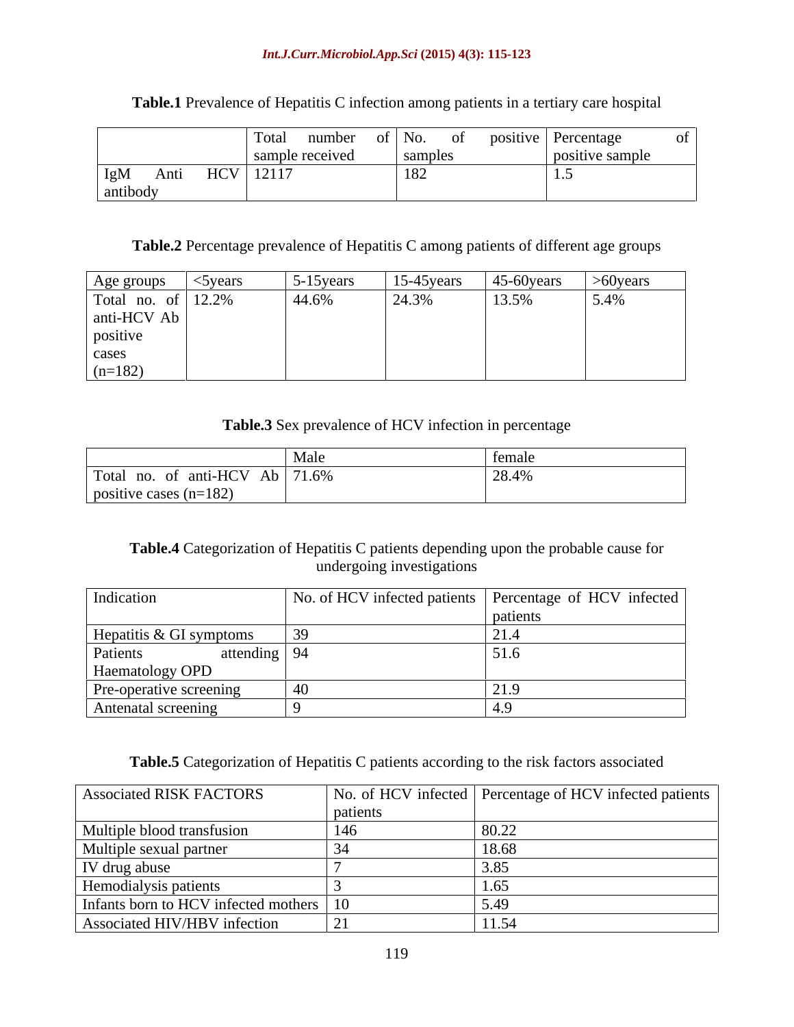**Table.1** Prevalence of Hepatitis C infection among patients in a tertiary care hospital

| | Total number of sample received | No. of positive samples | Percentage of positive sample |
|---|---|---|---|
| IgM Anti HCV antibody | 12117 | 182 | 1.5 |

**Table.2** Percentage prevalence of Hepatitis C among patients of different age groups

| Age groups | <5years | 5-15years | 15-45years | 45-60years | >60years |
|---|---|---|---|---|---|
| Total no. of anti-HCV Ab positive cases (n=182) | 12.2% | 44.6% | 24.3% | 13.5% | 5.4% |

**Table.3** Sex prevalence of HCV infection in percentage

| | Male | female |
|---|---|---|
| Total no. of anti-HCV Ab positive cases (n=182) | 71.6% | 28.4% |

**Table.4** Categorization of Hepatitis C patients depending upon the probable cause for undergoing investigations

| Indication | No. of HCV infected patients | Percentage of HCV infected patients |
|---|---|---|
| Hepatitis & GI symptoms | 39 | 21.4 |
| Patients attending Haematology OPD | 94 | 51.6 |
| Pre-operative screening | 40 | 21.9 |
| Antenatal screening | 9 | 4.9 |

**Table.5** Categorization of Hepatitis C patients according to the risk factors associated

| Associated RISK FACTORS | No. of HCV infected patients | Percentage of HCV infected patients |
|---|---|---|
| Multiple blood transfusion | 146 | 80.22 |
| Multiple sexual partner | 34 | 18.68 |
| IV drug abuse | 7 | 3.85 |
| Hemodialysis patients | 3 | 1.65 |
| Infants born to HCV infected mothers | 10 | 5.49 |
| Associated HIV/HBV infection | 21 | 11.54 |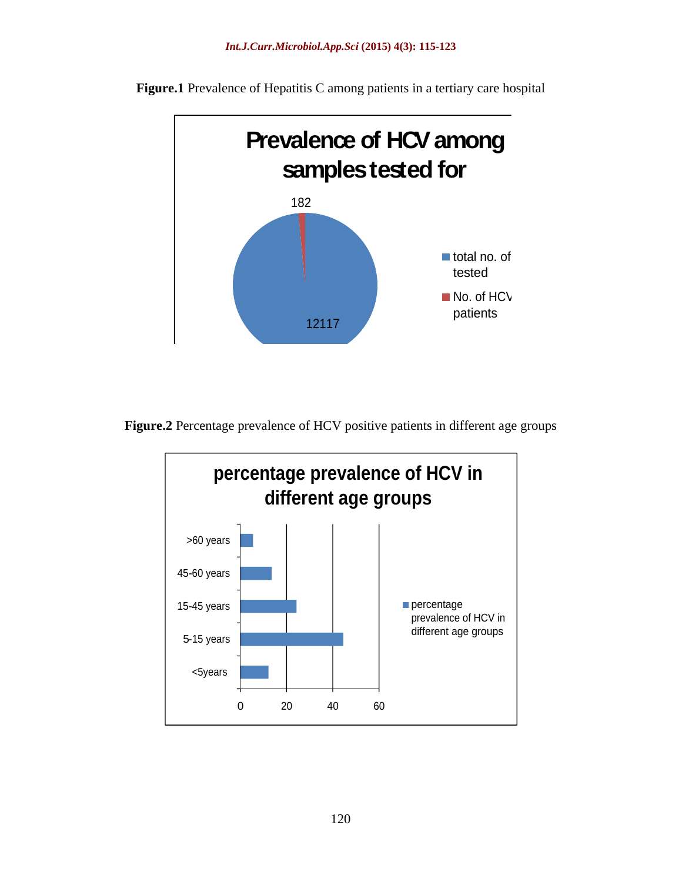**Figure.1** Prevalence of Hepatitis C among patients in a tertiary care hospital

**Prevalence of HCV among samples tested for**

- total no. of tested: 12117
- No. of HCV patients: 182

**Figure.2** Percentage prevalence of HCV positive patients in different age groups

**percentage prevalence of HCV in different age groups**

Age groups: >60 years, 45-60 years, 15-45 years, 5-15 years, <5years

X-axis: 0, 20, 40, 60

Legend: percentage prevalence of HCV in different age groups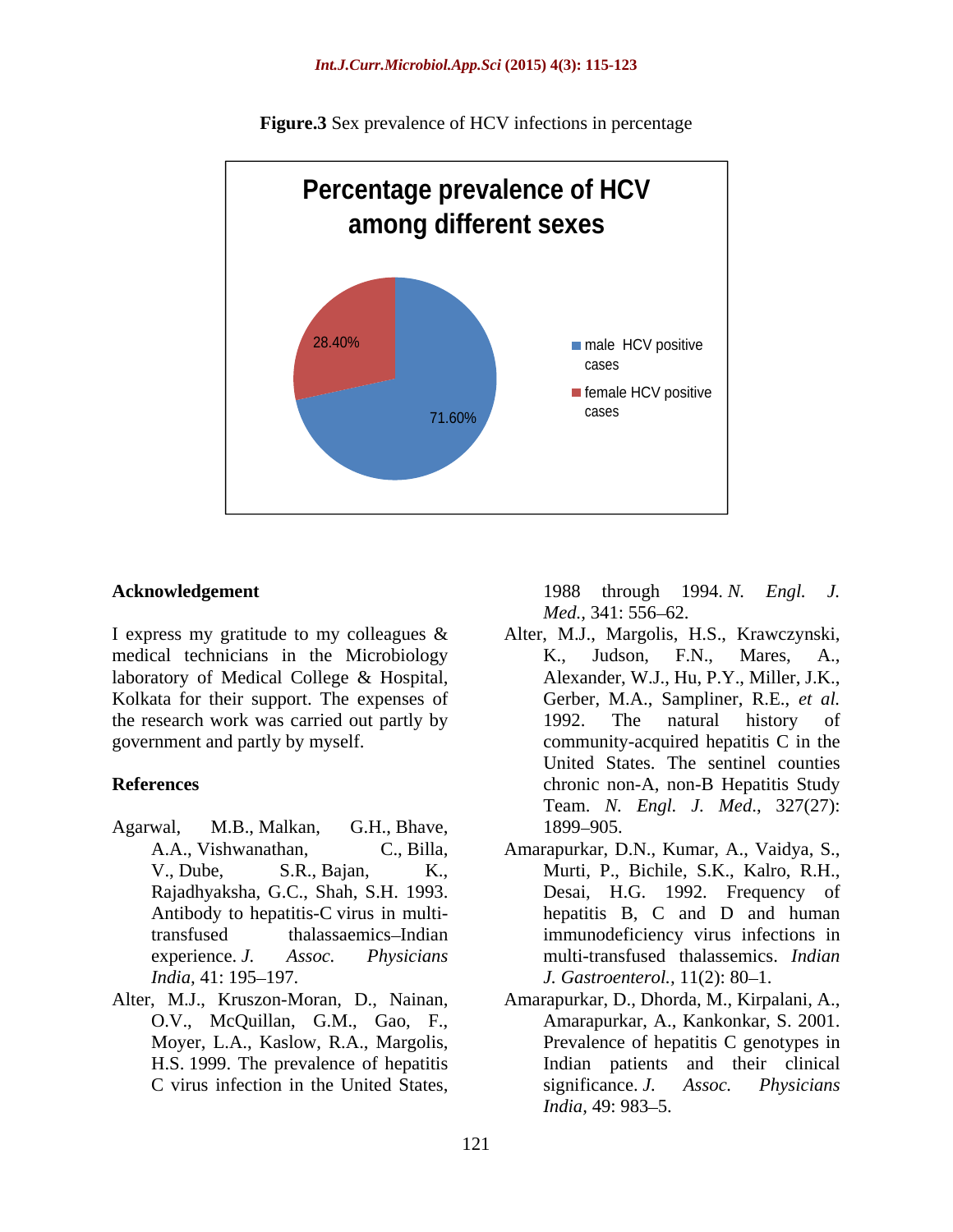**Figure.3** Sex prevalence of HCV infections in percentage

**Percentage prevalence of HCV among different sexes**

28.40%

71.60%

male HCV positive cases

female HCV positive cases

## Acknowledgement

I express my gratitude to my colleagues & medical technicians in the Microbiology laboratory of Medical College & Hospital, Kolkata for their support. The expenses of the research work was carried out partly by government and partly by myself.

## References

Agarwal, M.B., Malkan, G.H., Bhave, A.A., Vishwanathan, C., Billa, V., Dube, S.R., Bajan, K., Rajadhyaksha, G.C., Shah, S.H. 1993. Antibody to hepatitis-C virus in multi-transfused thalassaemics–Indian experience. *J. Assoc. Physicians India*, 41: 195–197.

Alter, M.J., Kruszon-Moran, D., Nainan, O.V., McQuillan, G.M., Gao, F., Moyer, L.A., Kaslow, R.A., Margolis, H.S. 1999. The prevalence of hepatitis C virus infection in the United States, 1988 through 1994. *N. Engl. J. Med.*, 341: 556–62.

Alter, M.J., Margolis, H.S., Krawczynski, K., Judson, F.N., Mares, A., Alexander, W.J., Hu, P.Y., Miller, J.K., Gerber, M.A., Sampliner, R.E., *et al.* 1992. The natural history of community-acquired hepatitis C in the United States. The sentinel counties chronic non-A, non-B Hepatitis Study Team. *N. Engl. J. Med.*, 327(27): 1899–905.

Amarapurkar, D.N., Kumar, A., Vaidya, S., Murti, P., Bichile, S.K., Kalro, R.H., Desai, H.G. 1992. Frequency of hepatitis B, C and D and human immunodeficiency virus infections in multi-transfused thalassemics. *Indian J. Gastroenterol.*, 11(2): 80–1.

Amarapurkar, D., Dhorda, M., Kirpalani, A., Amarapurkar, A., Kankonkar, S. 2001. Prevalence of hepatitis C genotypes in Indian patients and their clinical significance. *J. Assoc. Physicians India*, 49: 983–5.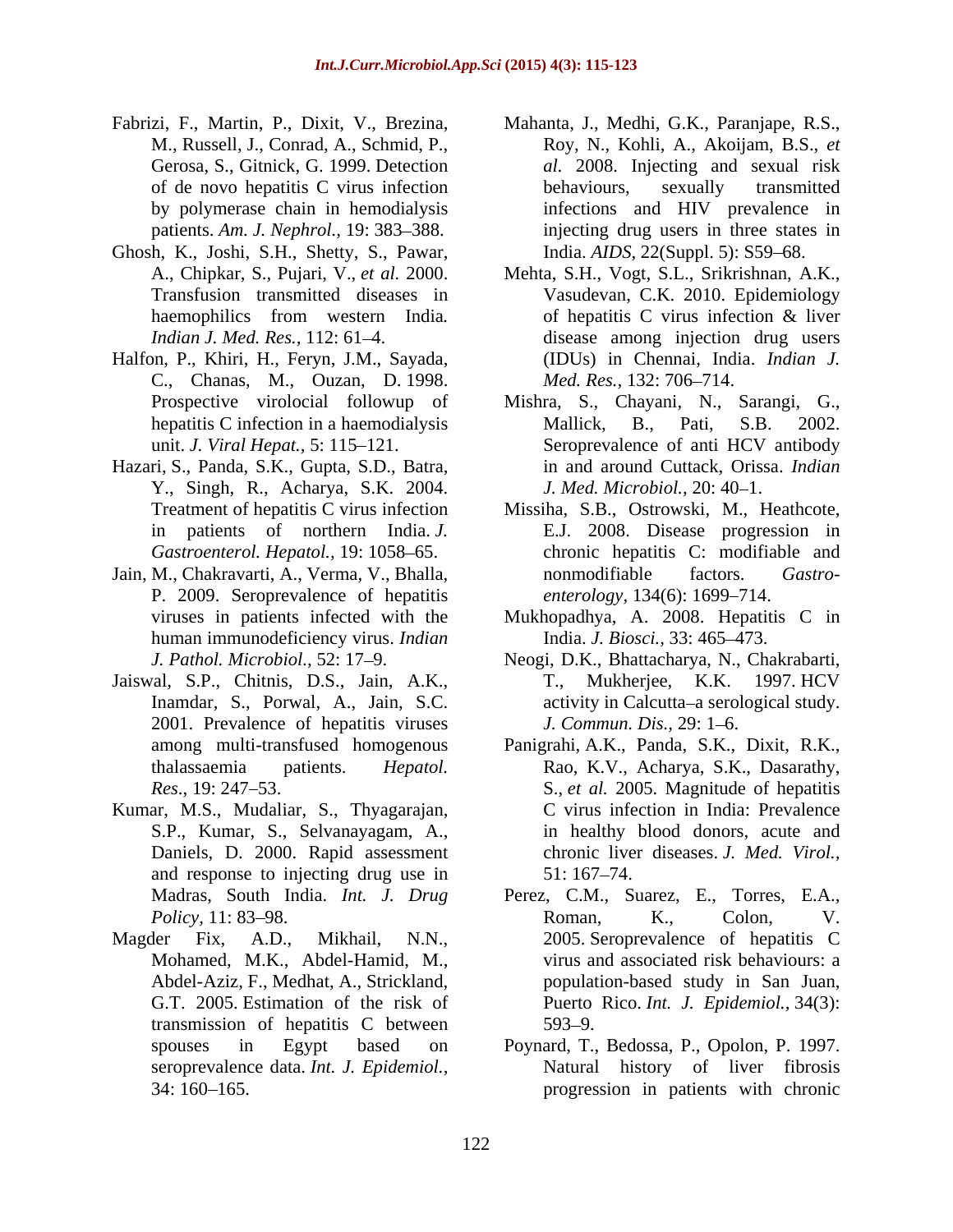Fabrizi, F., Martin, P., Dixit, V., Brezina, M., Russell, J., Conrad, A., Schmid, P., Gerosa, S., Gitnick, G. 1999. Detection of de novo hepatitis C virus infection by polymerase chain in hemodialysis patients. *Am. J. Nephrol.,* 19: 383–388.

Ghosh, K., Joshi, S.H., Shetty, S., Pawar, A., Chipkar, S., Pujari, V., *et al.* 2000. Transfusion transmitted diseases in haemophilics from western India. *Indian J. Med. Res.,* 112: 61–4.

Halfon, P., Khiri, H., Feryn, J.M., Sayada, C., Chanas, M., Ouzan, D. 1998. Prospective virolocial followup of hepatitis C infection in a haemodialysis unit. *J. Viral Hepat.,* 5: 115–121.

Hazari, S., Panda, S.K., Gupta, S.D., Batra, Y., Singh, R., Acharya, S.K. 2004. Treatment of hepatitis C virus infection in patients of northern India. *J. Gastroenterol. Hepatol.,* 19: 1058–65.

Jain, M., Chakravarti, A., Verma, V., Bhalla, P. 2009. Seroprevalence of hepatitis viruses in patients infected with the human immunodeficiency virus. *Indian J. Pathol. Microbiol.,* 52: 17–9.

Jaiswal, S.P., Chitnis, D.S., Jain, A.K., Inamdar, S., Porwal, A., Jain, S.C. 2001. Prevalence of hepatitis viruses among multi-transfused homogenous thalassaemia patients. *Hepatol. Res*., 19: 247–53.

Kumar, M.S., Mudaliar, S., Thyagarajan, S.P., Kumar, S., Selvanayagam, A., Daniels, D. 2000. Rapid assessment and response to injecting drug use in Madras, South India. *Int. J. Drug Policy,* 11: 83–98.

Magder Fix, A.D., Mikhail, N.N., Mohamed, M.K., Abdel-Hamid, M., Abdel-Aziz, F., Medhat, A., Strickland, G.T. 2005. Estimation of the risk of transmission of hepatitis C between spouses in Egypt based on seroprevalence data. *Int. J. Epidemiol.,* 34: 160–165.

Mahanta, J., Medhi, G.K., Paranjape, R.S., Roy, N., Kohli, A., Akoijam, B.S., *et al.* 2008. Injecting and sexual risk behaviours, sexually transmitted infections and HIV prevalence in injecting drug users in three states in India. *AIDS,* 22(Suppl. 5): S59–68.

Mehta, S.H., Vogt, S.L., Srikrishnan, A.K., Vasudevan, C.K. 2010. Epidemiology of hepatitis C virus infection & liver disease among injection drug users (IDUs) in Chennai, India. *Indian J. Med. Res.,* 132: 706–714.

Mishra, S., Chayani, N., Sarangi, G., Mallick, B., Pati, S.B. 2002. Seroprevalence of anti HCV antibody in and around Cuttack, Orissa. *Indian J. Med. Microbiol.,* 20: 40–1.

Missiha, S.B., Ostrowski, M., Heathcote, E.J. 2008. Disease progression in chronic hepatitis C: modifiable and nonmodifiable factors. *Gastro-enterology,* 134(6): 1699–714.

Mukhopadhya, A. 2008. Hepatitis C in India. *J. Biosci.,* 33: 465–473.

Neogi, D.K., Bhattacharya, N., Chakrabarti, T., Mukherjee, K.K. 1997. HCV activity in Calcutta–a serological study. *J. Commun. Dis.,* 29: 1–6.

Panigrahi, A.K., Panda, S.K., Dixit, R.K., Rao, K.V., Acharya, S.K., Dasarathy, S., *et al.* 2005. Magnitude of hepatitis C virus infection in India: Prevalence in healthy blood donors, acute and chronic liver diseases. *J. Med. Virol.,* 51: 167–74.

Perez, C.M., Suarez, E., Torres, E.A., Roman, K., Colon, V. 2005. Seroprevalence of hepatitis C virus and associated risk behaviours: a population-based study in San Juan, Puerto Rico. *Int. J. Epidemiol.,* 34(3): 593–9.

Poynard, T., Bedossa, P., Opolon, P. 1997. Natural history of liver fibrosis progression in patients with chronic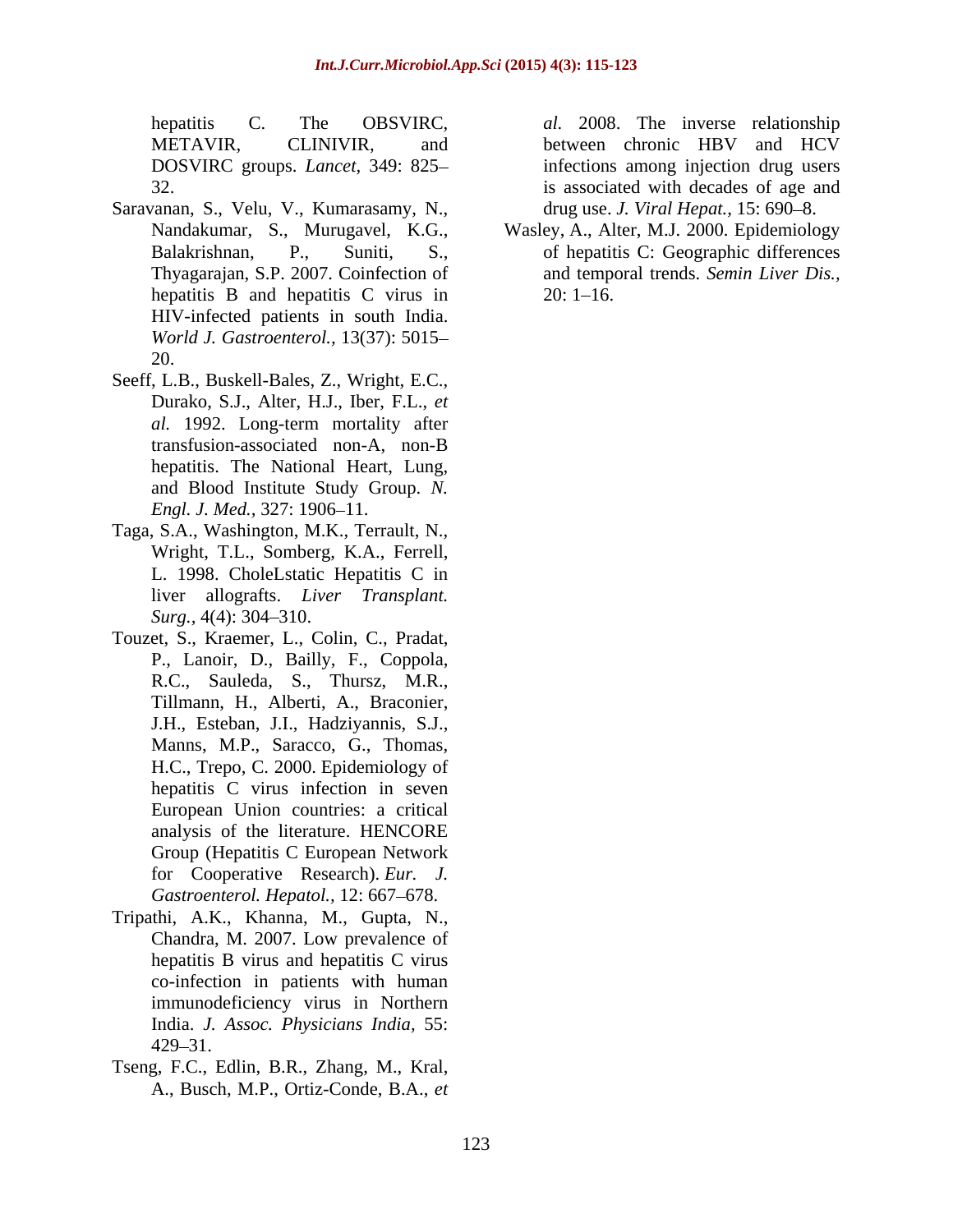hepatitis C. The OBSVIRC, METAVIR, CLINIVIR, and DOSVIRC groups. *Lancet*, 349: 825–32.

Saravanan, S., Velu, V., Kumarasamy, N., Nandakumar, S., Murugavel, K.G., Balakrishnan, P., Suniti, S., Thyagarajan, S.P. 2007. Coinfection of hepatitis B and hepatitis C virus in HIV-infected patients in south India. *World J. Gastroenterol.*, 13(37): 5015–20.

Seeff, L.B., Buskell-Bales, Z., Wright, E.C., Durako, S.J., Alter, H.J., Iber, F.L., *et al.* 1992. Long-term mortality after transfusion-associated non-A, non-B hepatitis. The National Heart, Lung, and Blood Institute Study Group. *N. Engl. J. Med.*, 327: 1906–11.

Taga, S.A., Washington, M.K., Terrault, N., Wright, T.L., Somberg, K.A., Ferrell, L. 1998. CholeLstatic Hepatitis C in liver allografts. *Liver Transplant. Surg.*, 4(4): 304–310.

Touzet, S., Kraemer, L., Colin, C., Pradat, P., Lanoir, D., Bailly, F., Coppola, R.C., Sauleda, S., Thursz, M.R., Tillmann, H., Alberti, A., Braconier, J.H., Esteban, J.I., Hadziyannis, S.J., Manns, M.P., Saracco, G., Thomas, H.C., Trepo, C. 2000. Epidemiology of hepatitis C virus infection in seven European Union countries: a critical analysis of the literature. HENCORE Group (Hepatitis C European Network for Cooperative Research). *Eur. J. Gastroenterol. Hepatol.*, 12: 667–678.

Tripathi, A.K., Khanna, M., Gupta, N., Chandra, M. 2007. Low prevalence of hepatitis B virus and hepatitis C virus co-infection in patients with human immunodeficiency virus in Northern India. *J. Assoc. Physicians India*, 55: 429–31.

Tseng, F.C., Edlin, B.R., Zhang, M., Kral, A., Busch, M.P., Ortiz-Conde, B.A., *et al.* 2008. The inverse relationship between chronic HBV and HCV infections among injection drug users is associated with decades of age and drug use. *J. Viral Hepat.*, 15: 690–8.

Wasley, A., Alter, M.J. 2000. Epidemiology of hepatitis C: Geographic differences and temporal trends. *Semin Liver Dis.*, 20: 1–16.